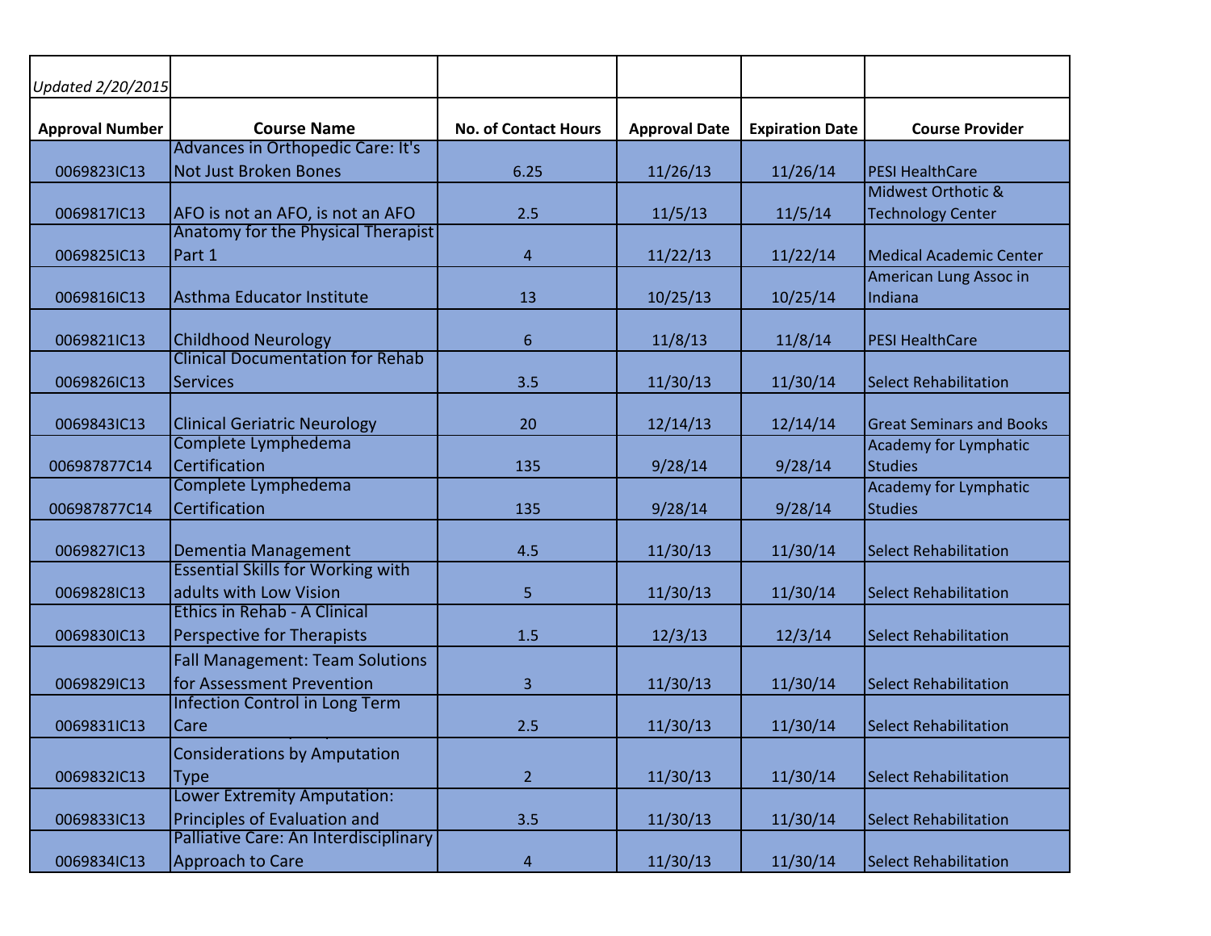| *Updated 2/20/2015* | | | | | |
|---|---|---|---|---|---|
| **Approval Number** | **Course Name** | **No. of Contact Hours** | **Approval Date** | **Expiration Date** | **Course Provider** |
| 0069823IC13 | Advances in Orthopedic Care: It's Not Just Broken Bones | 6.25 | 11/26/13 | 11/26/14 | PESI HealthCare |
| 0069817IC13 | AFO is not an AFO, is not an AFO | 2.5 | 11/5/13 | 11/5/14 | Midwest Orthotic & Technology Center |
| 0069825IC13 | Anatomy for the Physical Therapist Part 1 | 4 | 11/22/13 | 11/22/14 | Medical Academic Center |
| 0069816IC13 | Asthma Educator Institute | 13 | 10/25/13 | 10/25/14 | American Lung Assoc in Indiana |
| 0069821IC13 | Childhood Neurology | 6 | 11/8/13 | 11/8/14 | PESI HealthCare |
| 0069826IC13 | Clinical Documentation for Rehab Services | 3.5 | 11/30/13 | 11/30/14 | Select Rehabilitation |
| 0069843IC13 | Clinical Geriatric Neurology | 20 | 12/14/13 | 12/14/14 | Great Seminars and Books |
| 006987877C14 | Complete Lymphedema Certification | 135 | 9/28/14 | 9/28/14 | Academy for Lymphatic Studies |
| 006987877C14 | Complete Lymphedema Certification | 135 | 9/28/14 | 9/28/14 | Academy for Lymphatic Studies |
| 0069827IC13 | Dementia Management | 4.5 | 11/30/13 | 11/30/14 | Select Rehabilitation |
| 0069828IC13 | Essential Skills for Working with adults with Low Vision | 5 | 11/30/13 | 11/30/14 | Select Rehabilitation |
| 0069830IC13 | Ethics in Rehab - A Clinical Perspective for Therapists | 1.5 | 12/3/13 | 12/3/14 | Select Rehabilitation |
| 0069829IC13 | Fall Management: Team Solutions for Assessment Prevention | 3 | 11/30/13 | 11/30/14 | Select Rehabilitation |
| 0069831IC13 | Infection Control in Long Term Care | 2.5 | 11/30/13 | 11/30/14 | Select Rehabilitation |
| 0069832IC13 | Considerations by Amputation Type | 2 | 11/30/13 | 11/30/14 | Select Rehabilitation |
| 0069833IC13 | Lower Extremity Amputation: Principles of Evaluation and | 3.5 | 11/30/13 | 11/30/14 | Select Rehabilitation |
| 0069834IC13 | Palliative Care: An Interdisciplinary Approach to Care | 4 | 11/30/13 | 11/30/14 | Select Rehabilitation |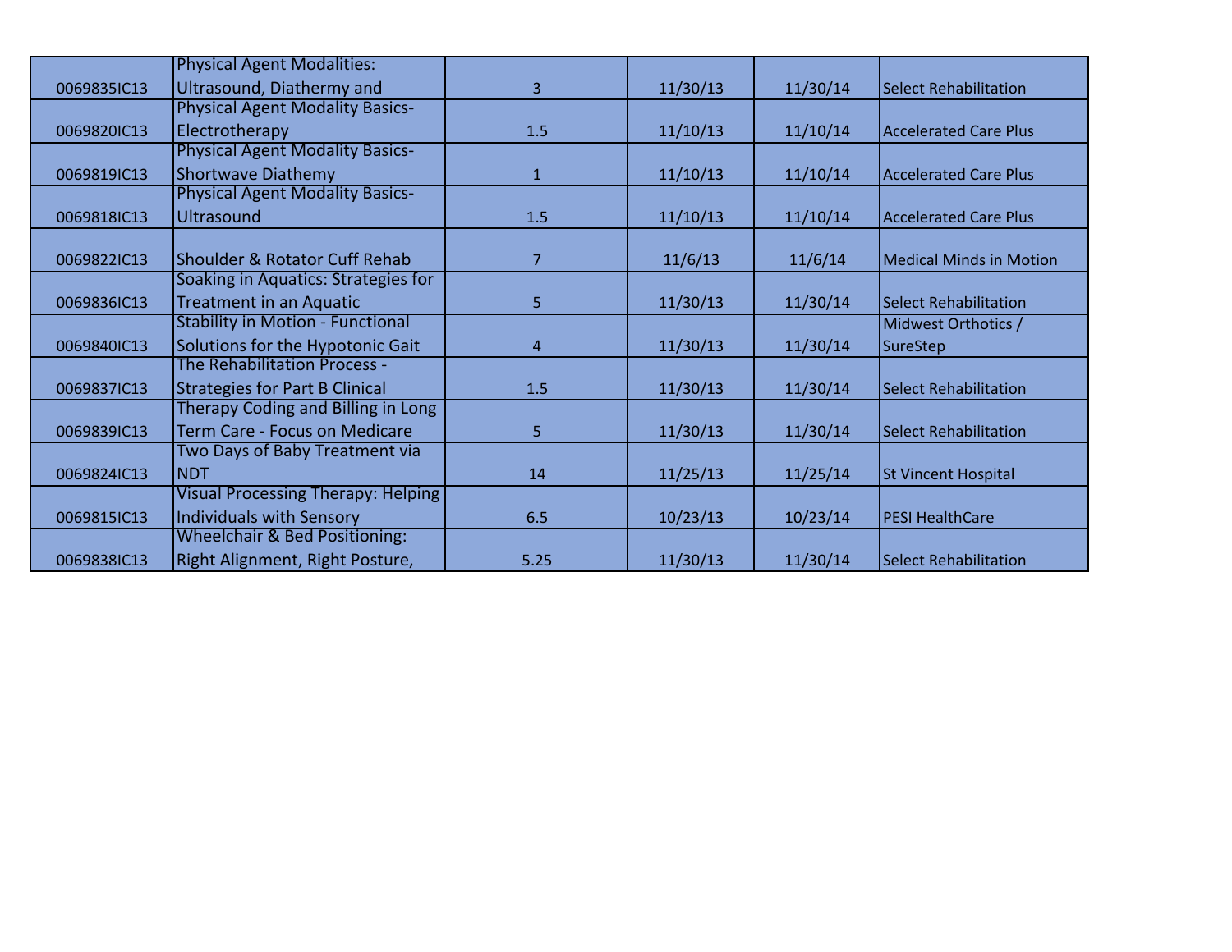| | | | | | |
|---|---|---|---|---|---|
| 0069835IC13 | Physical Agent Modalities: Ultrasound, Diathermy and | 3 | 11/30/13 | 11/30/14 | Select Rehabilitation |
| 0069820IC13 | Physical Agent Modality Basics- Electrotherapy | 1.5 | 11/10/13 | 11/10/14 | Accelerated Care Plus |
| 0069819IC13 | Physical Agent Modality Basics- Shortwave Diathemy | 1 | 11/10/13 | 11/10/14 | Accelerated Care Plus |
| 0069818IC13 | Physical Agent Modality Basics- Ultrasound | 1.5 | 11/10/13 | 11/10/14 | Accelerated Care Plus |
| 0069822IC13 | Shoulder & Rotator Cuff Rehab | 7 | 11/6/13 | 11/6/14 | Medical Minds in Motion |
| 0069836IC13 | Soaking in Aquatics: Strategies for Treatment in an Aquatic | 5 | 11/30/13 | 11/30/14 | Select Rehabilitation |
| 0069840IC13 | Stability in Motion - Functional Solutions for the Hypotonic Gait | 4 | 11/30/13 | 11/30/14 | Midwest Orthotics / SureStep |
| 0069837IC13 | The Rehabilitation Process - Strategies for Part B Clinical | 1.5 | 11/30/13 | 11/30/14 | Select Rehabilitation |
| 0069839IC13 | Therapy Coding and Billing in Long Term Care - Focus on Medicare | 5 | 11/30/13 | 11/30/14 | Select Rehabilitation |
| 0069824IC13 | Two Days of Baby Treatment via NDT | 14 | 11/25/13 | 11/25/14 | St Vincent Hospital |
| 0069815IC13 | Visual Processing Therapy: Helping Individuals with Sensory | 6.5 | 10/23/13 | 10/23/14 | PESI HealthCare |
| 0069838IC13 | Wheelchair & Bed Positioning: Right Alignment, Right Posture, | 5.25 | 11/30/13 | 11/30/14 | Select Rehabilitation |